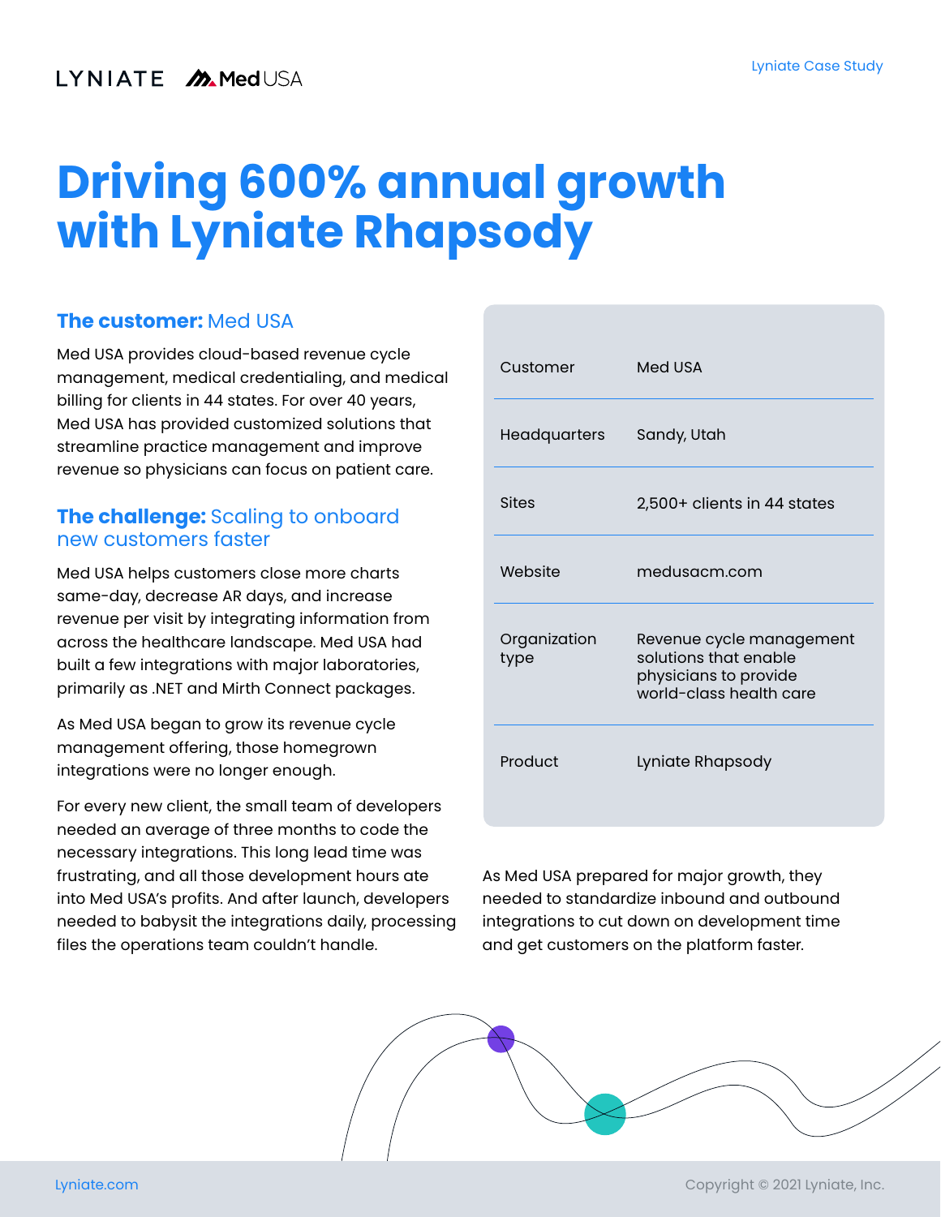LYNIATE Med USA

Lyniate Case Study

# Driving 600% annual growth with Lyniate Rhapsody

## The customer: Med USA

Med USA provides cloud-based revenue cycle management, medical credentialing, and medical billing for clients in 44 states. For over 40 years, Med USA has provided customized solutions that streamline practice management and improve revenue so physicians can focus on patient care.

| | |
|---|---|
| Customer | Med USA |
| Headquarters | Sandy, Utah |
| Sites | 2,500+ clients in 44 states |
| Website | medusacm.com |
| Organization type | Revenue cycle management solutions that enable physicians to provide world-class health care |
| Product | Lyniate Rhapsody |

## The challenge: Scaling to onboard new customers faster

Med USA helps customers close more charts same-day, decrease AR days, and increase revenue per visit by integrating information from across the healthcare landscape. Med USA had built a few integrations with major laboratories, primarily as .NET and Mirth Connect packages.

As Med USA began to grow its revenue cycle management offering, those homegrown integrations were no longer enough.

For every new client, the small team of developers needed an average of three months to code the necessary integrations. This long lead time was frustrating, and all those development hours ate into Med USA's profits. And after launch, developers needed to babysit the integrations daily, processing files the operations team couldn't handle.

As Med USA prepared for major growth, they needed to standardize inbound and outbound integrations to cut down on development time and get customers on the platform faster.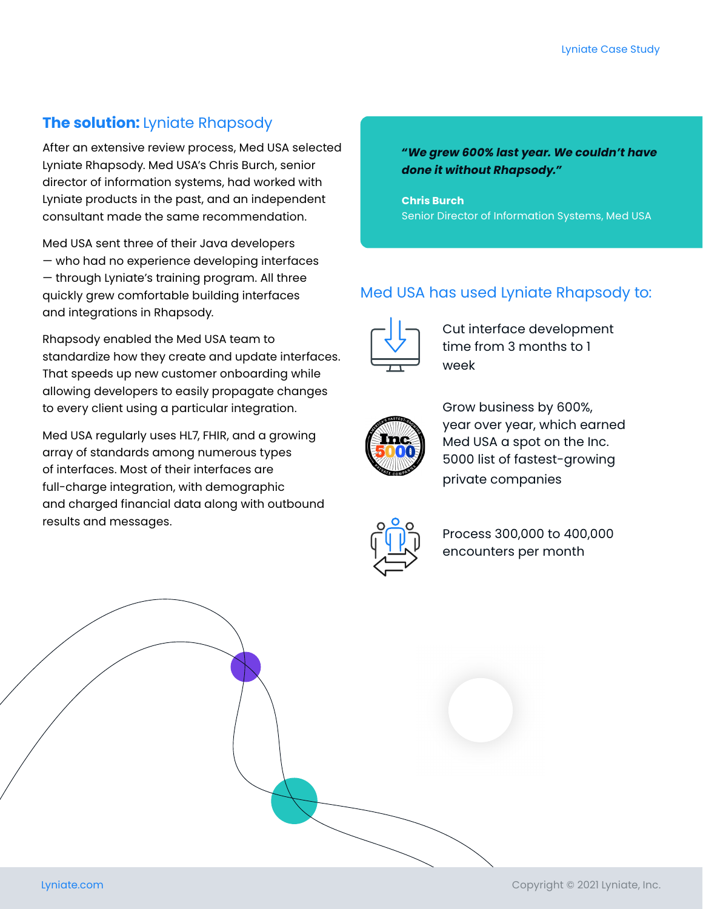## **The solution:** Lyniate Rhapsody

After an extensive review process, Med USA selected Lyniate Rhapsody. Med USA's Chris Burch, senior director of information systems, had worked with Lyniate products in the past, and an independent consultant made the same recommendation.

Med USA sent three of their Java developers — who had no experience developing interfaces — through Lyniate's training program. All three quickly grew comfortable building interfaces and integrations in Rhapsody.

Rhapsody enabled the Med USA team to standardize how they create and update interfaces. That speeds up new customer onboarding while allowing developers to easily propagate changes to every client using a particular integration.

Med USA regularly uses HL7, FHIR, and a growing array of standards among numerous types of interfaces. Most of their interfaces are full-charge integration, with demographic and charged financial data along with outbound results and messages.

> ***"We grew 600% last year. We couldn't have done it without Rhapsody."***
>
> **Chris Burch**
> Senior Director of Information Systems, Med USA

## Med USA has used Lyniate Rhapsody to:

- Cut interface development time from 3 months to 1 week
- Grow business by 600%, year over year, which earned Med USA a spot on the Inc. 5000 list of fastest-growing private companies
- Process 300,000 to 400,000 encounters per month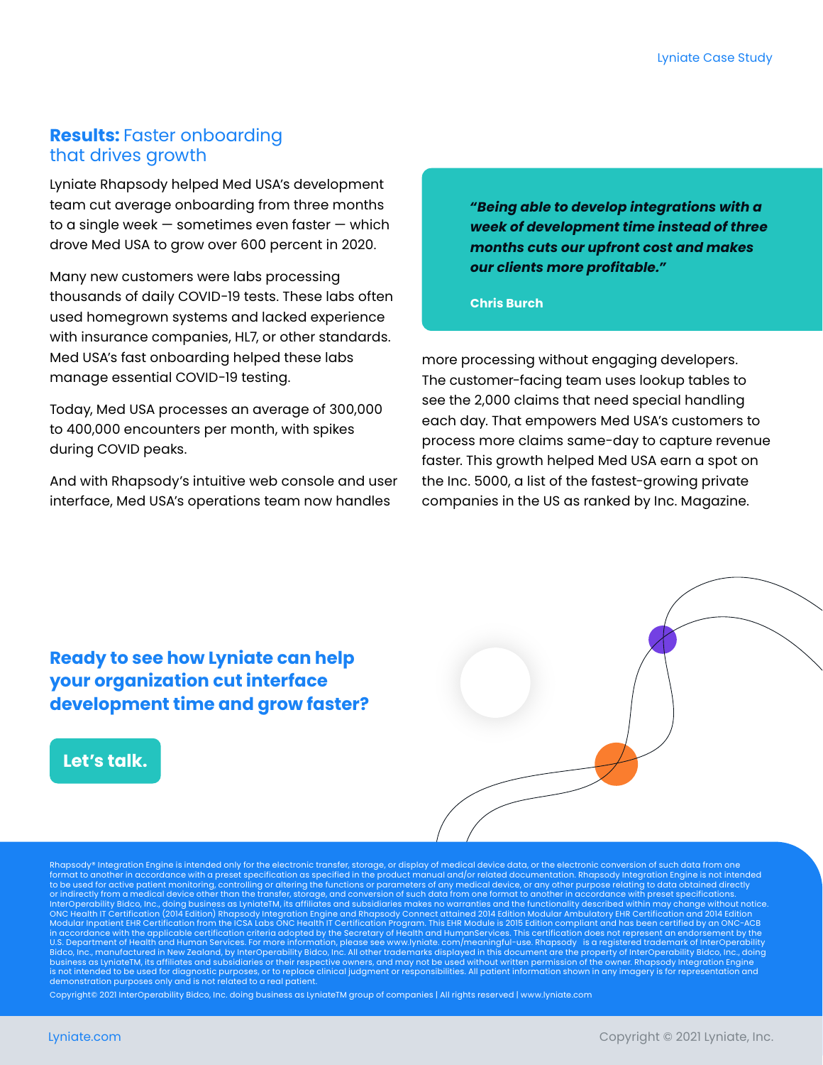## **Results:** Faster onboarding that drives growth

Lyniate Rhapsody helped Med USA's development team cut average onboarding from three months to a single week — sometimes even faster — which drove Med USA to grow over 600 percent in 2020.

Many new customers were labs processing thousands of daily COVID-19 tests. These labs often used homegrown systems and lacked experience with insurance companies, HL7, or other standards. Med USA's fast onboarding helped these labs manage essential COVID-19 testing.

Today, Med USA processes an average of 300,000 to 400,000 encounters per month, with spikes during COVID peaks.

And with Rhapsody's intuitive web console and user interface, Med USA's operations team now handles more processing without engaging developers. The customer-facing team uses lookup tables to see the 2,000 claims that need special handling each day. That empowers Med USA's customers to process more claims same-day to capture revenue faster. This growth helped Med USA earn a spot on the Inc. 5000, a list of the fastest-growing private companies in the US as ranked by Inc. Magazine.

> ***"Being able to develop integrations with a week of development time instead of three months cuts our upfront cost and makes our clients more profitable."***
>
> **Chris Burch**

### Ready to see how Lyniate can help your organization cut interface development time and grow faster?

**Let's talk.**

Rhapsody® Integration Engine is intended only for the electronic transfer, storage, or display of medical device data, or the electronic conversion of such data from one format to another in accordance with a preset specification as specified in the product manual and/or related documentation. Rhapsody Integration Engine is not intended to be used for active patient monitoring, controlling or altering the functions or parameters of any medical device, or any other purpose relating to data obtained directly or indirectly from a medical device other than the transfer, storage, and conversion of such data from one format to another in accordance with preset specifications. InterOperability Bidco, Inc., doing business as LyniateTM, its affiliates and subsidiaries makes no warranties and the functionality described within may change without notice. ONC Health IT Certification (2014 Edition) Rhapsody Integration Engine and Rhapsody Connect attained 2014 Edition Modular Ambulatory EHR Certification and 2014 Edition Modular Inpatient EHR Certification from the ICSA Labs ONC Health IT Certification Program. This EHR Module is 2015 Edition compliant and has been certified by an ONC-ACB in accordance with the applicable certification criteria adopted by the Secretary of Health and HumanServices. This certification does not represent an endorsement by the U.S. Department of Health and Human Services. For more information, please see www.lyniate. com/meaningful-use. Rhapsody is a registered trademark of InterOperability Bidco, Inc., manufactured in New Zealand, by InterOperability Bidco, Inc. All other trademarks displayed in this document are the property of InterOperability Bidco, Inc., doing business as LyniateTM, its affiliates and subsidiaries or their respective owners, and may not be used without written permission of the owner. Rhapsody Integration Engine is not intended to be used for diagnostic purposes, or to replace clinical judgment or responsibilities. All patient information shown in any imagery is for representation and demonstration purposes only and is not related to a real patient.

Copyright© 2021 InterOperability Bidco, Inc. doing business as LyniateTM group of companies | All rights reserved | www.lyniate.com